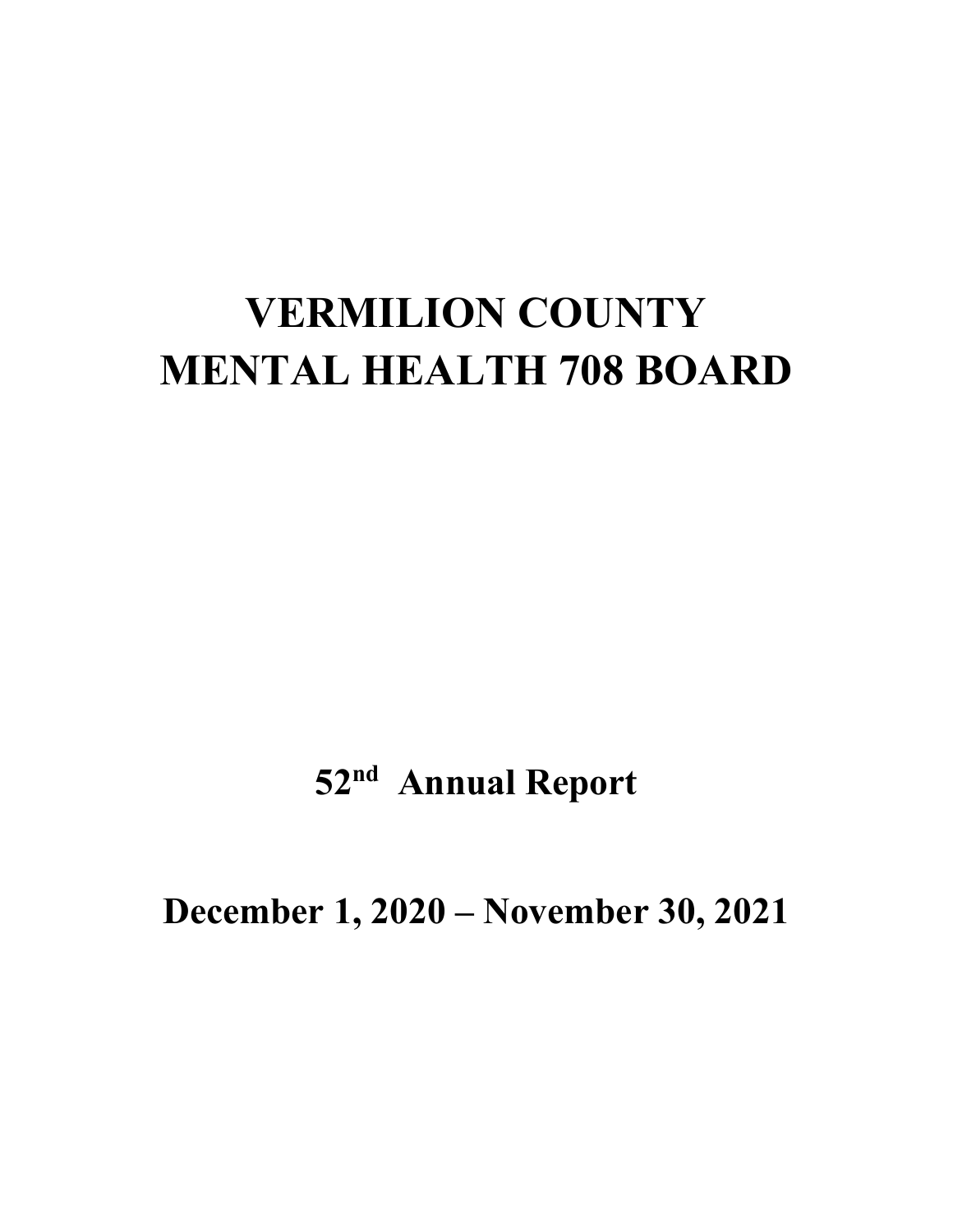# VERMILION COUNTY MENTAL HEALTH 708 BOARD

## 52nd Annual Report

## December 1, 2020 – November 30, 2021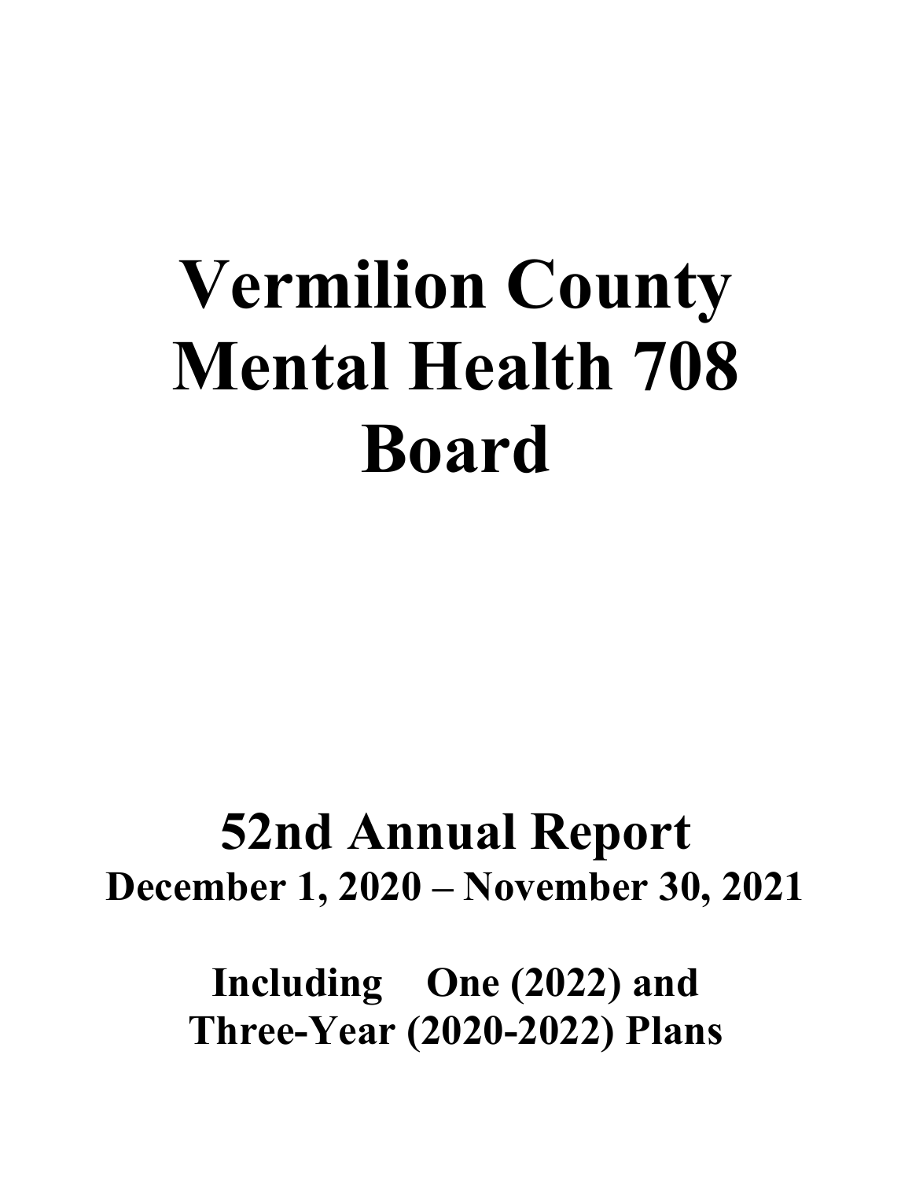# Vermilion County Mental Health 708 Board

## 52nd Annual Report

**December 1, 2020 – November 30, 2021**

**Including One (2022) and Three-Year (2020-2022) Plans**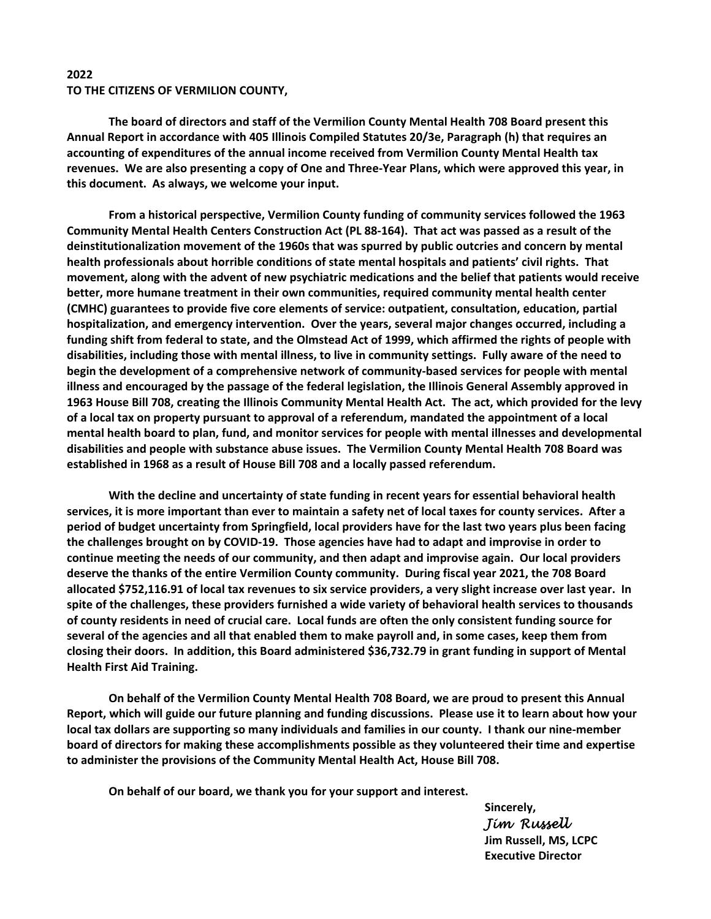**2022**
**TO THE CITIZENS OF VERMILION COUNTY,**

**The board of directors and staff of the Vermilion County Mental Health 708 Board present this Annual Report in accordance with 405 Illinois Compiled Statutes 20/3e, Paragraph (h) that requires an accounting of expenditures of the annual income received from Vermilion County Mental Health tax revenues. We are also presenting a copy of One and Three-Year Plans, which were approved this year, in this document. As always, we welcome your input.**

**From a historical perspective, Vermilion County funding of community services followed the 1963 Community Mental Health Centers Construction Act (PL 88-164). That act was passed as a result of the deinstitutionalization movement of the 1960s that was spurred by public outcries and concern by mental health professionals about horrible conditions of state mental hospitals and patients' civil rights. That movement, along with the advent of new psychiatric medications and the belief that patients would receive better, more humane treatment in their own communities, required community mental health center (CMHC) guarantees to provide five core elements of service: outpatient, consultation, education, partial hospitalization, and emergency intervention. Over the years, several major changes occurred, including a funding shift from federal to state, and the Olmstead Act of 1999, which affirmed the rights of people with disabilities, including those with mental illness, to live in community settings. Fully aware of the need to begin the development of a comprehensive network of community-based services for people with mental illness and encouraged by the passage of the federal legislation, the Illinois General Assembly approved in 1963 House Bill 708, creating the Illinois Community Mental Health Act. The act, which provided for the levy of a local tax on property pursuant to approval of a referendum, mandated the appointment of a local mental health board to plan, fund, and monitor services for people with mental illnesses and developmental disabilities and people with substance abuse issues. The Vermilion County Mental Health 708 Board was established in 1968 as a result of House Bill 708 and a locally passed referendum.**

**With the decline and uncertainty of state funding in recent years for essential behavioral health services, it is more important than ever to maintain a safety net of local taxes for county services. After a period of budget uncertainty from Springfield, local providers have for the last two years plus been facing the challenges brought on by COVID-19. Those agencies have had to adapt and improvise in order to continue meeting the needs of our community, and then adapt and improvise again. Our local providers deserve the thanks of the entire Vermilion County community. During fiscal year 2021, the 708 Board allocated $752,116.91 of local tax revenues to six service providers, a very slight increase over last year. In spite of the challenges, these providers furnished a wide variety of behavioral health services to thousands of county residents in need of crucial care. Local funds are often the only consistent funding source for several of the agencies and all that enabled them to make payroll and, in some cases, keep them from closing their doors. In addition, this Board administered $36,732.79 in grant funding in support of Mental Health First Aid Training.**

**On behalf of the Vermilion County Mental Health 708 Board, we are proud to present this Annual Report, which will guide our future planning and funding discussions. Please use it to learn about how your local tax dollars are supporting so many individuals and families in our county. I thank our nine-member board of directors for making these accomplishments possible as they volunteered their time and expertise to administer the provisions of the Community Mental Health Act, House Bill 708.**

**On behalf of our board, we thank you for your support and interest.**

**Sincerely,**
*Jim Russell*
**Jim Russell, MS, LCPC**
**Executive Director**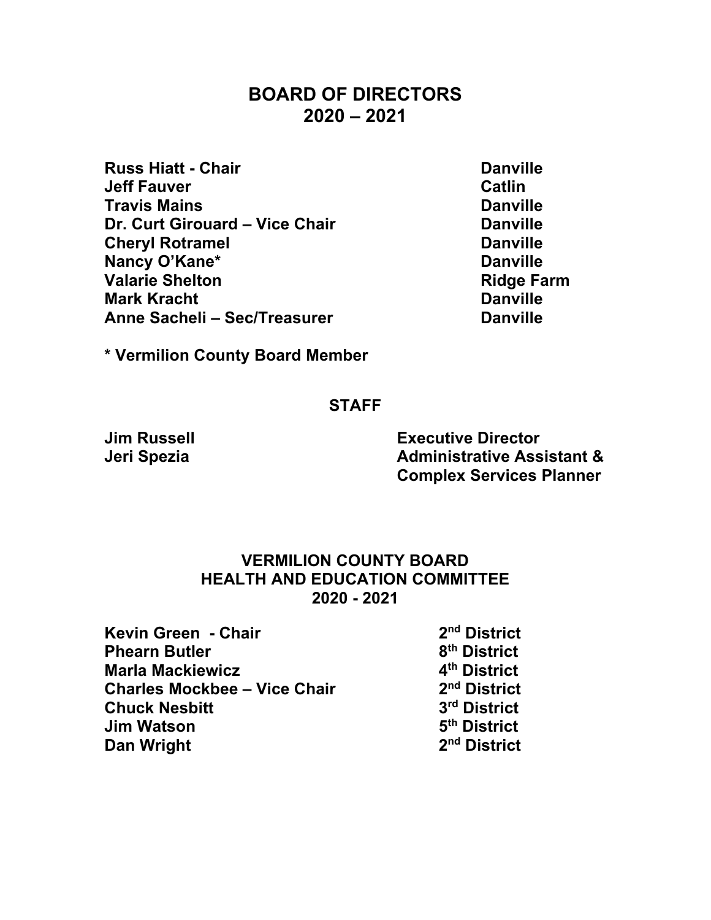# BOARD OF DIRECTORS
# 2020 – 2021

| | |
|---|---|
| **Russ Hiatt - Chair** | **Danville** |
| **Jeff Fauver** | **Catlin** |
| **Travis Mains** | **Danville** |
| **Dr. Curt Girouard – Vice Chair** | **Danville** |
| **Cheryl Rotramel** | **Danville** |
| **Nancy O'Kane*** | **Danville** |
| **Valarie Shelton** | **Ridge Farm** |
| **Mark Kracht** | **Danville** |
| **Anne Sacheli – Sec/Treasurer** | **Danville** |

**\* Vermilion County Board Member**

## STAFF

| | |
|---|---|
| **Jim Russell** | **Executive Director** |
| **Jeri Spezia** | **Administrative Assistant & Complex Services Planner** |

## VERMILION COUNTY BOARD
## HEALTH AND EDUCATION COMMITTEE
## 2020 - 2021

| | |
|---|---|
| **Kevin Green - Chair** | **2nd District** |
| **Phearn Butler** | **8th District** |
| **Marla Mackiewicz** | **4th District** |
| **Charles Mockbee – Vice Chair** | **2nd District** |
| **Chuck Nesbitt** | **3rd District** |
| **Jim Watson** | **5th District** |
| **Dan Wright** | **2nd District** |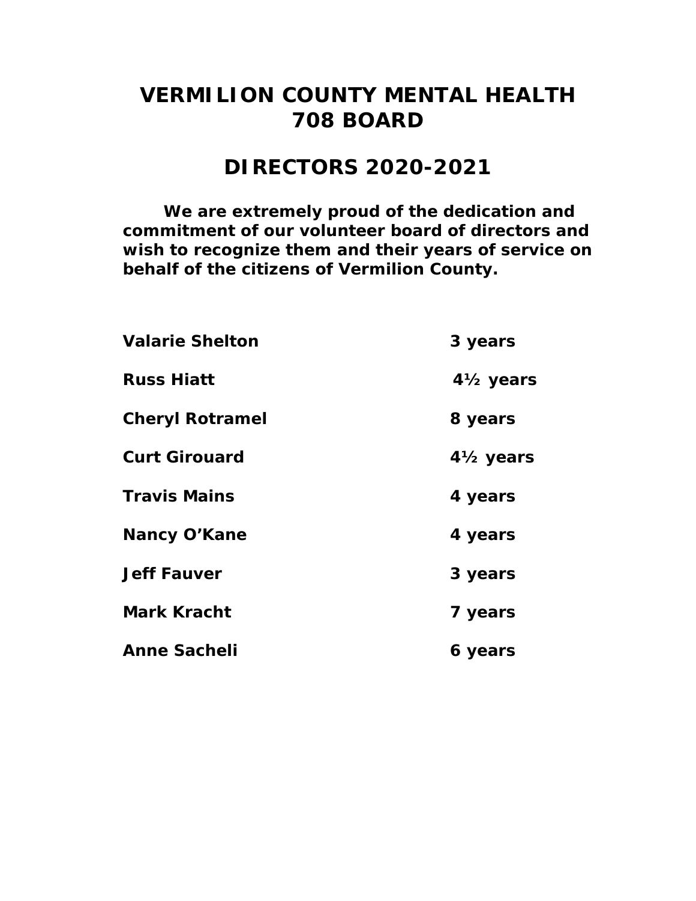# VERMILION COUNTY MENTAL HEALTH 708 BOARD

## DIRECTORS 2020-2021

**We are extremely proud of the dedication and commitment of our volunteer board of directors and wish to recognize them and their years of service on behalf of the citizens of Vermilion County.**

| | |
|---|---|
| **Valarie Shelton** | **3 years** |
| **Russ Hiatt** | **4½ years** |
| **Cheryl Rotramel** | **8 years** |
| **Curt Girouard** | **4½ years** |
| **Travis Mains** | **4 years** |
| **Nancy O'Kane** | **4 years** |
| **Jeff Fauver** | **3 years** |
| **Mark Kracht** | **7 years** |
| **Anne Sacheli** | **6 years** |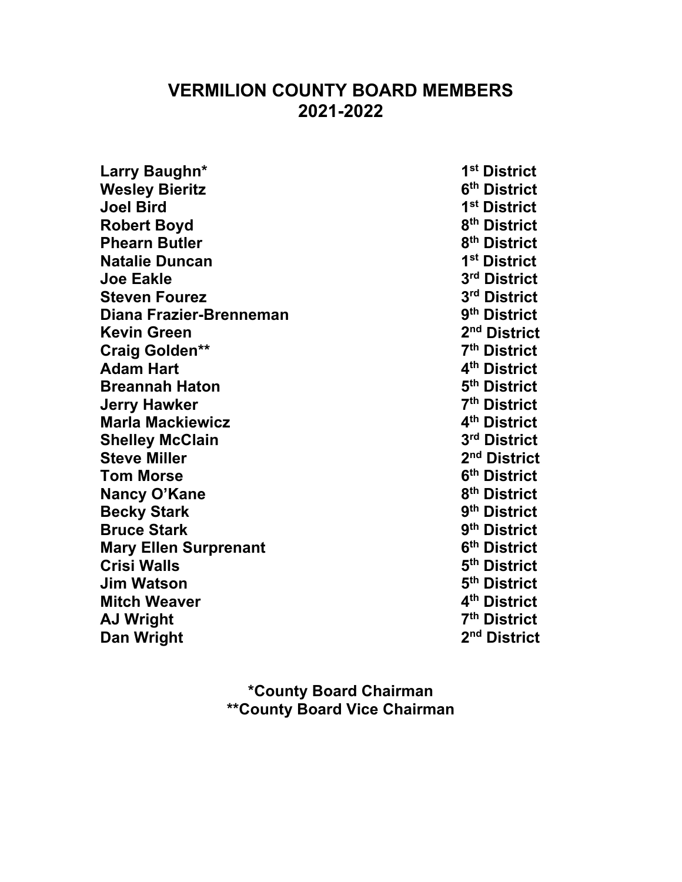# VERMILION COUNTY BOARD MEMBERS
# 2021-2022

| Name | District |
|---|---|
| **Larry Baughn*** | **1st District** |
| **Wesley Bieritz** | **6th District** |
| **Joel Bird** | **1st District** |
| **Robert Boyd** | **8th District** |
| **Phearn Butler** | **8th District** |
| **Natalie Duncan** | **1st District** |
| **Joe Eakle** | **3rd District** |
| **Steven Fourez** | **3rd District** |
| **Diana Frazier-Brenneman** | **9th District** |
| **Kevin Green** | **2nd District** |
| **Craig Golden**** | **7th District** |
| **Adam Hart** | **4th District** |
| **Breannah Haton** | **5th District** |
| **Jerry Hawker** | **7th District** |
| **Marla Mackiewicz** | **4th District** |
| **Shelley McClain** | **3rd District** |
| **Steve Miller** | **2nd District** |
| **Tom Morse** | **6th District** |
| **Nancy O'Kane** | **8th District** |
| **Becky Stark** | **9th District** |
| **Bruce Stark** | **9th District** |
| **Mary Ellen Surprenant** | **6th District** |
| **Crisi Walls** | **5th District** |
| **Jim Watson** | **5th District** |
| **Mitch Weaver** | **4th District** |
| **AJ Wright** | **7th District** |
| **Dan Wright** | **2nd District** |

**\*County Board Chairman**
**\*\*County Board Vice Chairman**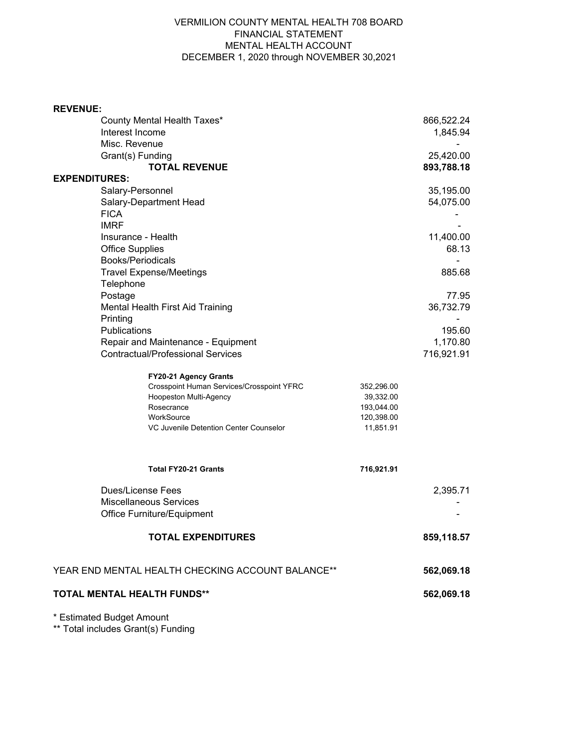# VERMILION COUNTY MENTAL HEALTH 708 BOARD
## FINANCIAL STATEMENT
## MENTAL HEALTH ACCOUNT
## DECEMBER 1, 2020 through NOVEMBER 30,2021

| | | |
|---|---|---|
| **REVENUE:** | | |
| County Mental Health Taxes* | | 866,522.24 |
| Interest Income | | 1,845.94 |
| Misc. Revenue | | - |
| Grant(s) Funding | | 25,420.00 |
| **TOTAL REVENUE** | | **893,788.18** |
| **EXPENDITURES:** | | |
| Salary-Personnel | | 35,195.00 |
| Salary-Department Head | | 54,075.00 |
| FICA | | - |
| IMRF | | - |
| Insurance - Health | | 11,400.00 |
| Office Supplies | | 68.13 |
| Books/Periodicals | | - |
| Travel Expense/Meetings | | 885.68 |
| Telephone | | |
| Postage | | 77.95 |
| Mental Health First Aid Training | | 36,732.79 |
| Printing | | - |
| Publications | | 195.60 |
| Repair and Maintenance - Equipment | | 1,170.80 |
| Contractual/Professional Services | | 716,921.91 |
| **FY20-21 Agency Grants** | | |
| Crosspoint Human Services/Crosspoint YFRC | 352,296.00 | |
| Hoopeston Multi-Agency | 39,332.00 | |
| Rosecrance | 193,044.00 | |
| WorkSource | 120,398.00 | |
| VC Juvenile Detention Center Counselor | 11,851.91 | |
| **Total FY20-21 Grants** | **716,921.91** | |
| Dues/License Fees | | 2,395.71 |
| Miscellaneous Services | | - |
| Office Furniture/Equipment | | - |
| **TOTAL EXPENDITURES** | | **859,118.57** |
| YEAR END MENTAL HEALTH CHECKING ACCOUNT BALANCE** | | **562,069.18** |
| **TOTAL MENTAL HEALTH FUNDS**** | | **562,069.18** |

\* Estimated Budget Amount

\** Total includes Grant(s) Funding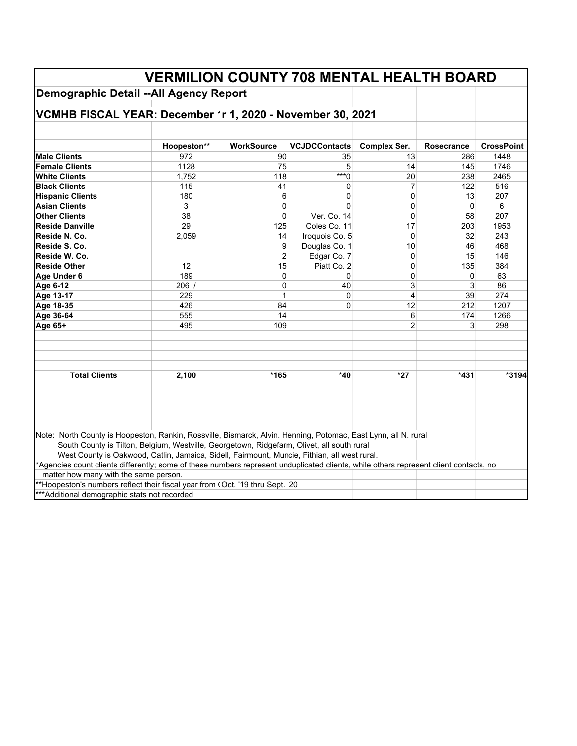# VERMILION COUNTY 708 MENTAL HEALTH BOARD

## Demographic Detail --All Agency Report

## VCMHB FISCAL YEAR: December ´r 1, 2020 - November 30, 2021

| | Hoopeston** | WorkSource | VCJDCContacts | Complex Ser. | Rosecrance | CrossPoint |
|---|---|---|---|---|---|---|
| **Male Clients** | 972 | 90 | 35 | 13 | 286 | 1448 |
| **Female Clients** | 1128 | 75 | 5 | 14 | 145 | 1746 |
| **White Clients** | 1,752 | 118 | ***0 | 20 | 238 | 2465 |
| **Black Clients** | 115 | 41 | 0 | 7 | 122 | 516 |
| **Hispanic Clients** | 180 | 6 | 0 | 0 | 13 | 207 |
| **Asian Clients** | 3 | 0 | 0 | 0 | 0 | 6 |
| **Other Clients** | 38 | 0 | Ver. Co. 14 | 0 | 58 | 207 |
| **Reside Danville** | 29 | 125 | Coles Co. 11 | 17 | 203 | 1953 |
| **Reside N. Co.** | 2,059 | 14 | Iroquois Co. 5 | 0 | 32 | 243 |
| **Reside S. Co.** | | 9 | Douglas Co. 1 | 10 | 46 | 468 |
| **Reside W. Co.** | | 2 | Edgar Co. 7 | 0 | 15 | 146 |
| **Reside Other** | 12 | 15 | Piatt Co. 2 | 0 | 135 | 384 |
| **Age Under 6** | 189 | 0 | 0 | 0 | 0 | 63 |
| **Age 6-12** | 206 / | 0 | 40 | 3 | 3 | 86 |
| **Age 13-17** | 229 | 1 | 0 | 4 | 39 | 274 |
| **Age 18-35** | 426 | 84 | 0 | 12 | 212 | 1207 |
| **Age 36-64** | 555 | 14 | | 6 | 174 | 1266 |
| **Age 65+** | 495 | 109 | | 2 | 3 | 298 |
| **Total Clients** | **2,100** | ***165** | ***40** | ***27** | ***431** | ***3194** |

Note: North County is Hoopeston, Rankin, Rossville, Bismarck, Alvin. Henning, Potomac, East Lynn, all N. rural

South County is Tilton, Belgium, Westville, Georgetown, Ridgefarm, Olivet, all south rural

West County is Oakwood, Catlin, Jamaica, Sidell, Fairmount, Muncie, Fithian, all west rural.

*Agencies count clients differently; some of these numbers represent unduplicated clients, while others represent client contacts, no matter how many with the same person.

**Hoopeston's numbers reflect their fiscal year from (Oct. '19 thru Sept. 20

***Additional demographic stats not recorded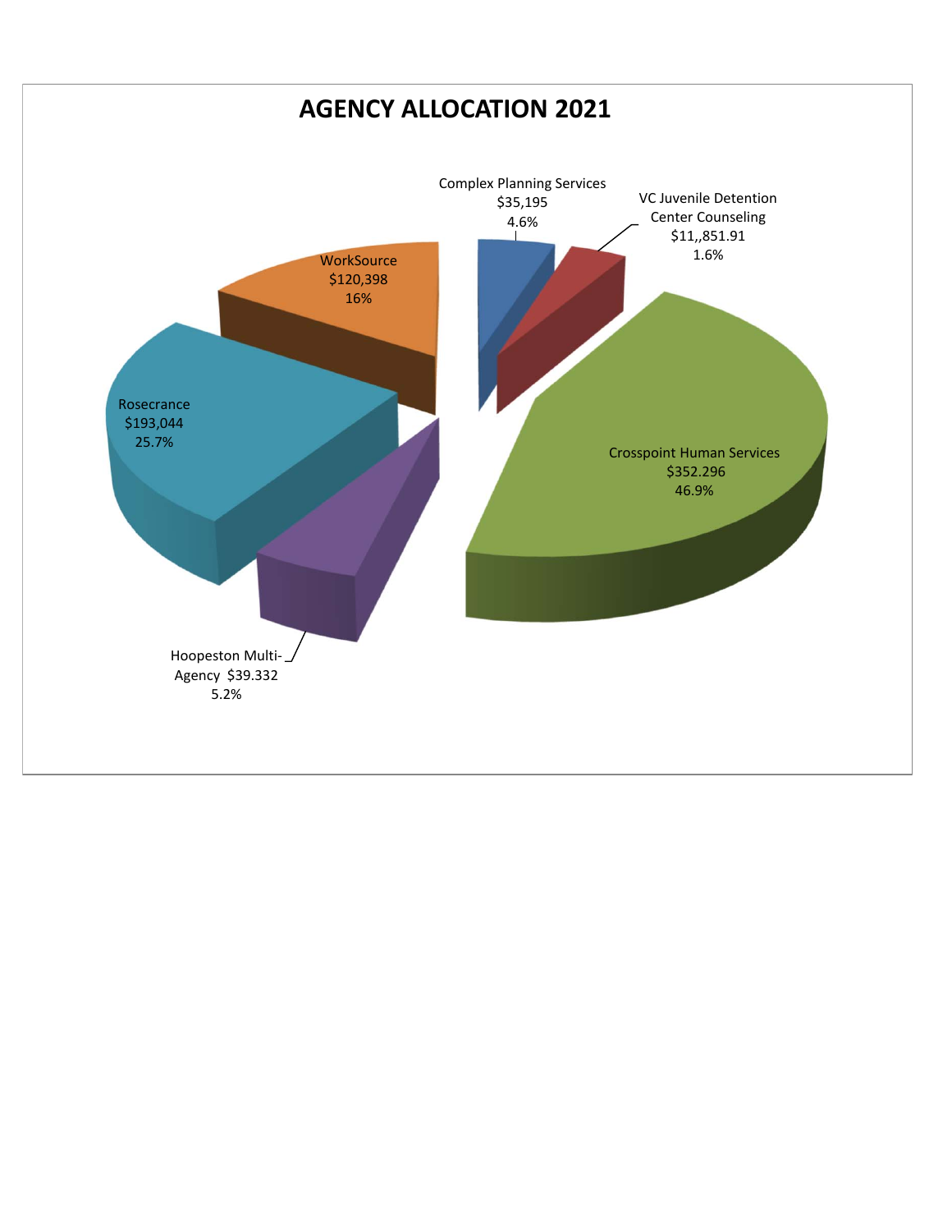# AGENCY ALLOCATION 2021

Complex Planning Services
$35,195
4.6%

VC Juvenile Detention Center Counseling
$11,,851.91
1.6%

WorkSource
$120,398
16%

Rosecrance
$193,044
25.7%

Crosspoint Human Services
$352.296
46.9%

Hoopeston Multi-Agency $39.332
5.2%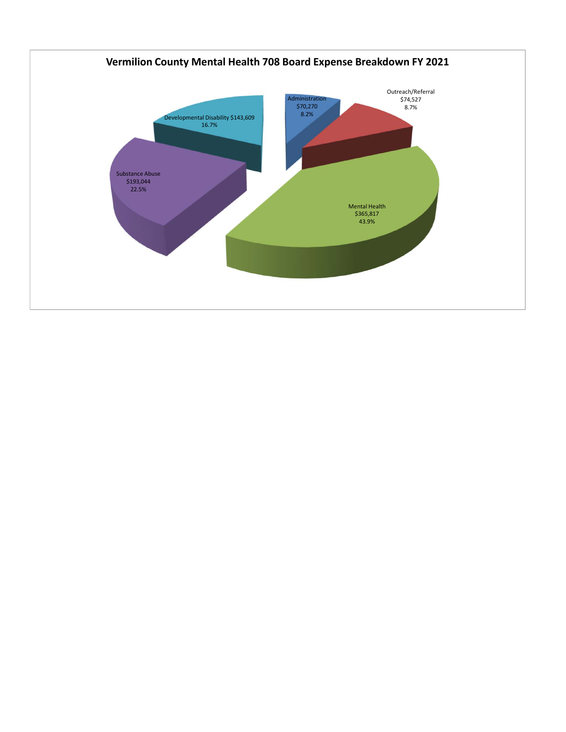# Vermilion County Mental Health 708 Board Expense Breakdown FY 2021

Administration
$70,270
8.2%

Outreach/Referral
$74,527
8.7%

Developmental Disability $143,609
16.7%

Substance Abuse
$193,044
22.5%

Mental Health
$365,817
43.9%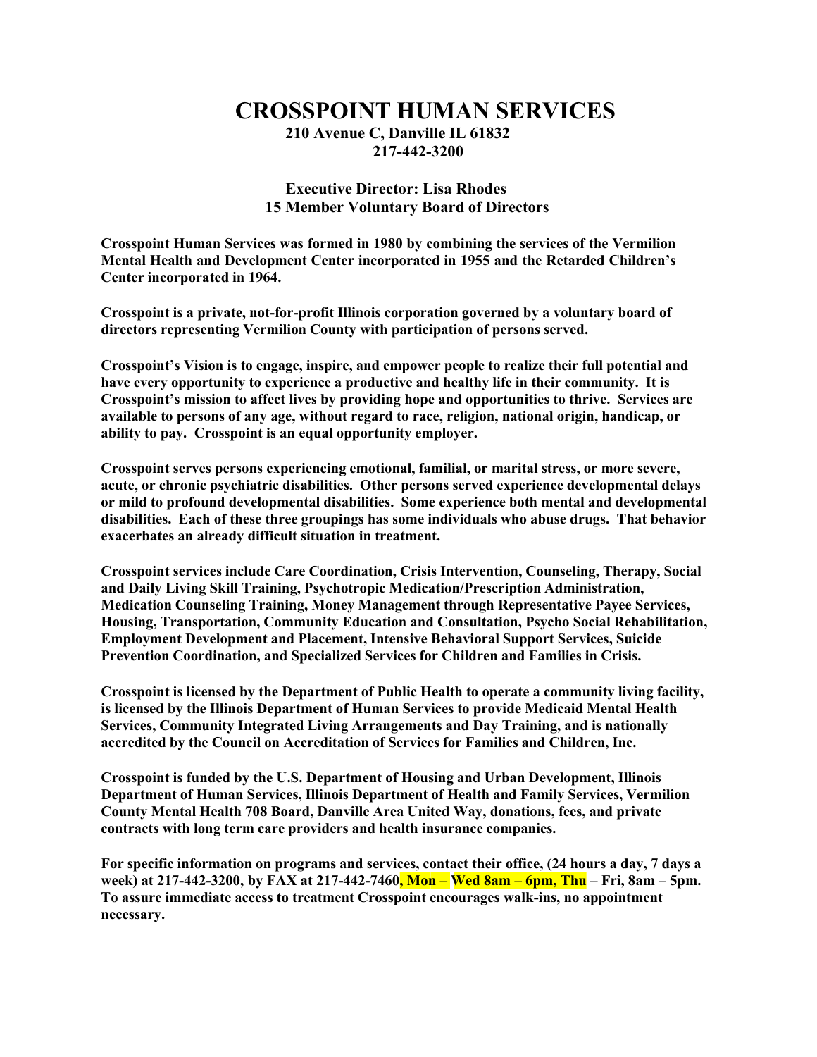# CROSSPOINT HUMAN SERVICES

**210 Avenue C, Danville IL 61832**
**217-442-3200**

**Executive Director: Lisa Rhodes**
**15 Member Voluntary Board of Directors**

**Crosspoint Human Services was formed in 1980 by combining the services of the Vermilion Mental Health and Development Center incorporated in 1955 and the Retarded Children's Center incorporated in 1964.**

**Crosspoint is a private, not-for-profit Illinois corporation governed by a voluntary board of directors representing Vermilion County with participation of persons served.**

**Crosspoint's Vision is to engage, inspire, and empower people to realize their full potential and have every opportunity to experience a productive and healthy life in their community. It is Crosspoint's mission to affect lives by providing hope and opportunities to thrive. Services are available to persons of any age, without regard to race, religion, national origin, handicap, or ability to pay. Crosspoint is an equal opportunity employer.**

**Crosspoint serves persons experiencing emotional, familial, or marital stress, or more severe, acute, or chronic psychiatric disabilities. Other persons served experience developmental delays or mild to profound developmental disabilities. Some experience both mental and developmental disabilities. Each of these three groupings has some individuals who abuse drugs. That behavior exacerbates an already difficult situation in treatment.**

**Crosspoint services include Care Coordination, Crisis Intervention, Counseling, Therapy, Social and Daily Living Skill Training, Psychotropic Medication/Prescription Administration, Medication Counseling Training, Money Management through Representative Payee Services, Housing, Transportation, Community Education and Consultation, Psycho Social Rehabilitation, Employment Development and Placement, Intensive Behavioral Support Services, Suicide Prevention Coordination, and Specialized Services for Children and Families in Crisis.**

**Crosspoint is licensed by the Department of Public Health to operate a community living facility, is licensed by the Illinois Department of Human Services to provide Medicaid Mental Health Services, Community Integrated Living Arrangements and Day Training, and is nationally accredited by the Council on Accreditation of Services for Families and Children, Inc.**

**Crosspoint is funded by the U.S. Department of Housing and Urban Development, Illinois Department of Human Services, Illinois Department of Health and Family Services, Vermilion County Mental Health 708 Board, Danville Area United Way, donations, fees, and private contracts with long term care providers and health insurance companies.**

**For specific information on programs and services, contact their office, (24 hours a day, 7 days a week) at 217-442-3200, by FAX at 217-442-7460, Mon – Wed 8am – 6pm, Thu – Fri, 8am – 5pm. To assure immediate access to treatment Crosspoint encourages walk-ins, no appointment necessary.**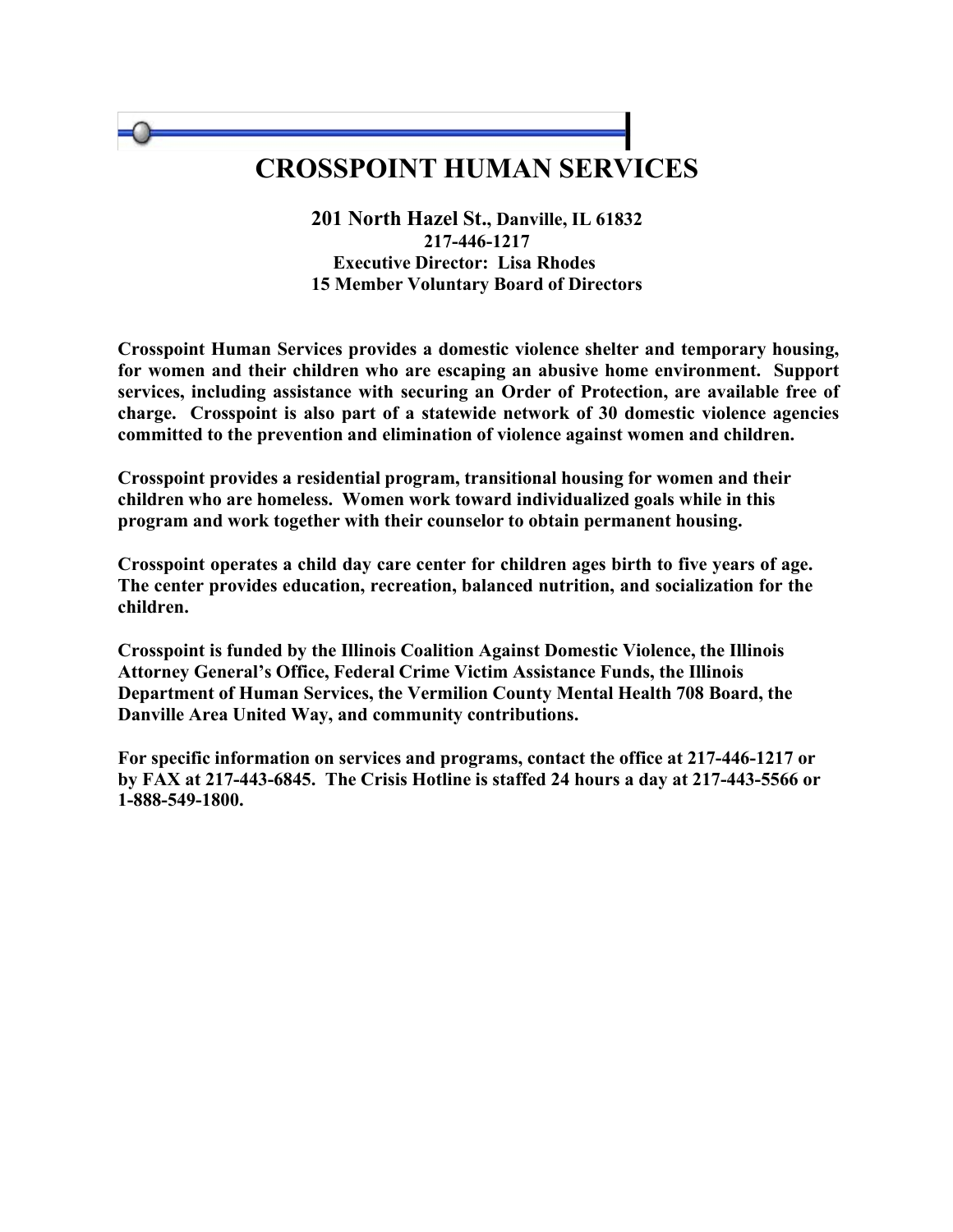# CROSSPOINT HUMAN SERVICES

**201 North Hazel St., Danville, IL 61832**
**217-446-1217**
**Executive Director: Lisa Rhodes**
**15 Member Voluntary Board of Directors**

**Crosspoint Human Services provides a domestic violence shelter and temporary housing, for women and their children who are escaping an abusive home environment. Support services, including assistance with securing an Order of Protection, are available free of charge. Crosspoint is also part of a statewide network of 30 domestic violence agencies committed to the prevention and elimination of violence against women and children.**

**Crosspoint provides a residential program, transitional housing for women and their children who are homeless. Women work toward individualized goals while in this program and work together with their counselor to obtain permanent housing.**

**Crosspoint operates a child day care center for children ages birth to five years of age. The center provides education, recreation, balanced nutrition, and socialization for the children.**

**Crosspoint is funded by the Illinois Coalition Against Domestic Violence, the Illinois Attorney General's Office, Federal Crime Victim Assistance Funds, the Illinois Department of Human Services, the Vermilion County Mental Health 708 Board, the Danville Area United Way, and community contributions.**

**For specific information on services and programs, contact the office at 217-446-1217 or by FAX at 217-443-6845. The Crisis Hotline is staffed 24 hours a day at 217-443-5566 or 1-888-549-1800.**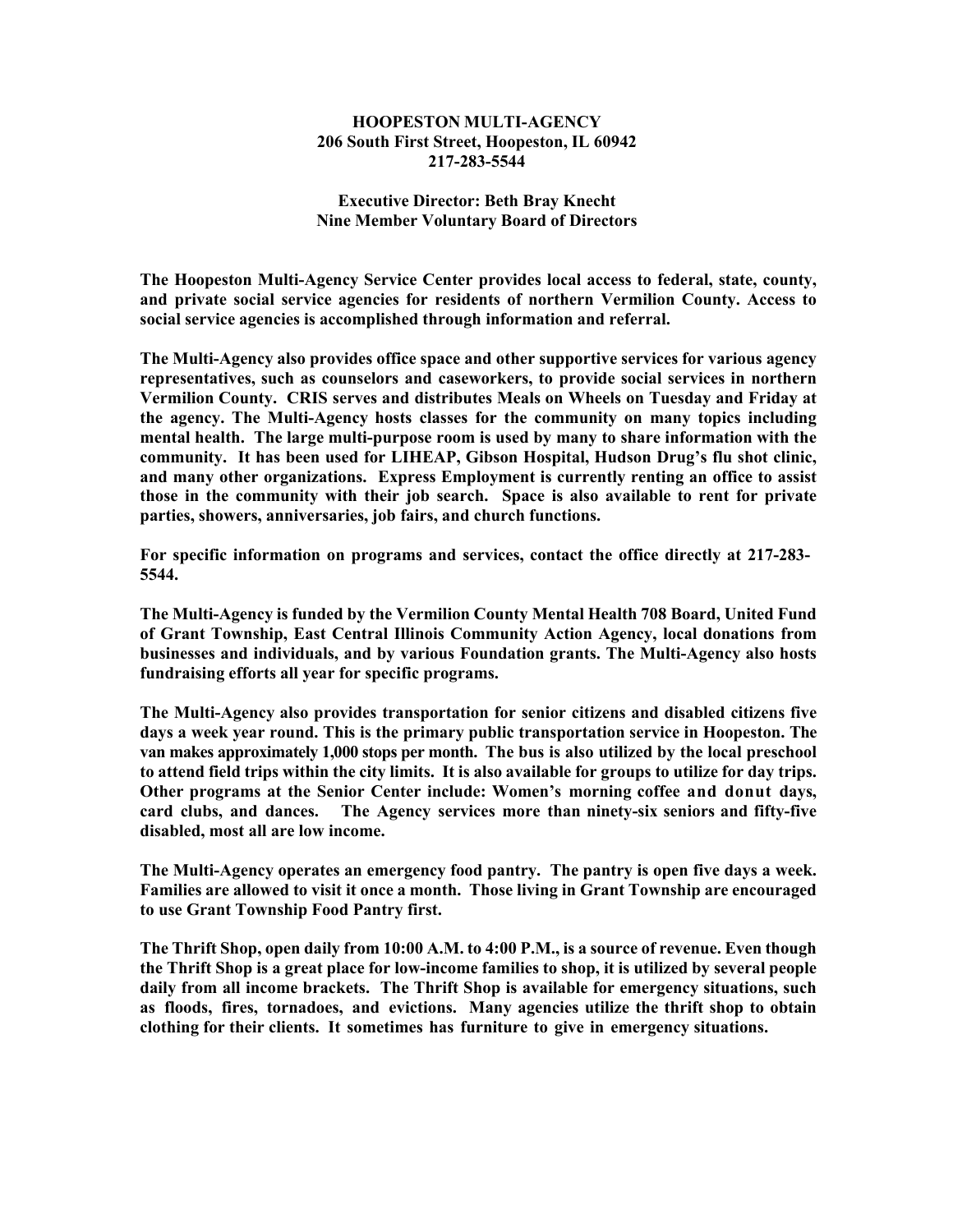**HOOPESTON MULTI-AGENCY**
**206 South First Street, Hoopeston, IL 60942**
**217-283-5544**

**Executive Director: Beth Bray Knecht**
**Nine Member Voluntary Board of Directors**

**The Hoopeston Multi-Agency Service Center provides local access to federal, state, county, and private social service agencies for residents of northern Vermilion County. Access to social service agencies is accomplished through information and referral.**

**The Multi-Agency also provides office space and other supportive services for various agency representatives, such as counselors and caseworkers, to provide social services in northern Vermilion County. CRIS serves and distributes Meals on Wheels on Tuesday and Friday at the agency. The Multi-Agency hosts classes for the community on many topics including mental health. The large multi-purpose room is used by many to share information with the community. It has been used for LIHEAP, Gibson Hospital, Hudson Drug's flu shot clinic, and many other organizations. Express Employment is currently renting an office to assist those in the community with their job search. Space is also available to rent for private parties, showers, anniversaries, job fairs, and church functions.**

**For specific information on programs and services, contact the office directly at 217-283-5544.**

**The Multi-Agency is funded by the Vermilion County Mental Health 708 Board, United Fund of Grant Township, East Central Illinois Community Action Agency, local donations from businesses and individuals, and by various Foundation grants. The Multi-Agency also hosts fundraising efforts all year for specific programs.**

**The Multi-Agency also provides transportation for senior citizens and disabled citizens five days a week year round. This is the primary public transportation service in Hoopeston. The van makes approximately 1,000 stops per month. The bus is also utilized by the local preschool to attend field trips within the city limits. It is also available for groups to utilize for day trips. Other programs at the Senior Center include: Women's morning coffee and donut days, card clubs, and dances. The Agency services more than ninety-six seniors and fifty-five disabled, most all are low income.**

**The Multi-Agency operates an emergency food pantry. The pantry is open five days a week. Families are allowed to visit it once a month. Those living in Grant Township are encouraged to use Grant Township Food Pantry first.**

**The Thrift Shop, open daily from 10:00 A.M. to 4:00 P.M., is a source of revenue. Even though the Thrift Shop is a great place for low-income families to shop, it is utilized by several people daily from all income brackets. The Thrift Shop is available for emergency situations, such as floods, fires, tornadoes, and evictions. Many agencies utilize the thrift shop to obtain clothing for their clients. It sometimes has furniture to give in emergency situations.**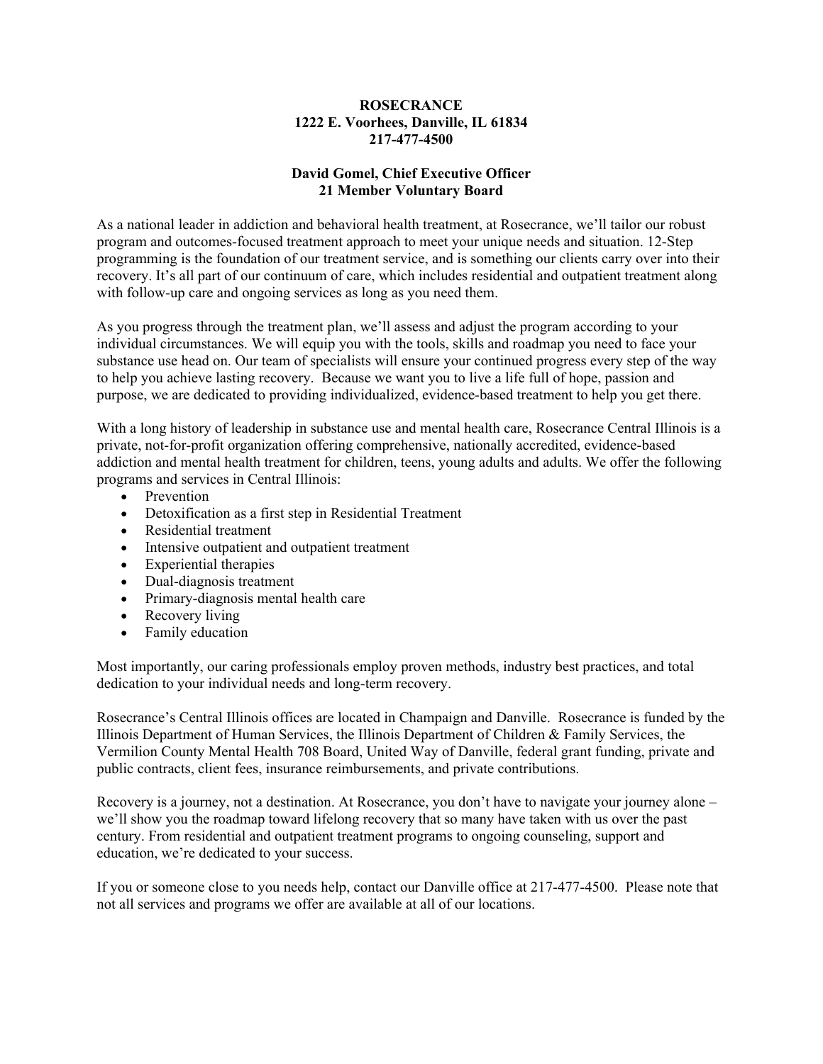**ROSECRANCE**
**1222 E. Voorhees, Danville, IL 61834**
**217-477-4500**

**David Gomel, Chief Executive Officer**
**21 Member Voluntary Board**

As a national leader in addiction and behavioral health treatment, at Rosecrance, we'll tailor our robust program and outcomes-focused treatment approach to meet your unique needs and situation. 12-Step programming is the foundation of our treatment service, and is something our clients carry over into their recovery. It's all part of our continuum of care, which includes residential and outpatient treatment along with follow-up care and ongoing services as long as you need them.

As you progress through the treatment plan, we'll assess and adjust the program according to your individual circumstances. We will equip you with the tools, skills and roadmap you need to face your substance use head on. Our team of specialists will ensure your continued progress every step of the way to help you achieve lasting recovery. Because we want you to live a life full of hope, passion and purpose, we are dedicated to providing individualized, evidence-based treatment to help you get there.

With a long history of leadership in substance use and mental health care, Rosecrance Central Illinois is a private, not-for-profit organization offering comprehensive, nationally accredited, evidence-based addiction and mental health treatment for children, teens, young adults and adults. We offer the following programs and services in Central Illinois:

- Prevention
- Detoxification as a first step in Residential Treatment
- Residential treatment
- Intensive outpatient and outpatient treatment
- Experiential therapies
- Dual-diagnosis treatment
- Primary-diagnosis mental health care
- Recovery living
- Family education

Most importantly, our caring professionals employ proven methods, industry best practices, and total dedication to your individual needs and long-term recovery.

Rosecrance's Central Illinois offices are located in Champaign and Danville. Rosecrance is funded by the Illinois Department of Human Services, the Illinois Department of Children & Family Services, the Vermilion County Mental Health 708 Board, United Way of Danville, federal grant funding, private and public contracts, client fees, insurance reimbursements, and private contributions.

Recovery is a journey, not a destination. At Rosecrance, you don't have to navigate your journey alone – we'll show you the roadmap toward lifelong recovery that so many have taken with us over the past century. From residential and outpatient treatment programs to ongoing counseling, support and education, we're dedicated to your success.

If you or someone close to you needs help, contact our Danville office at 217-477-4500. Please note that not all services and programs we offer are available at all of our locations.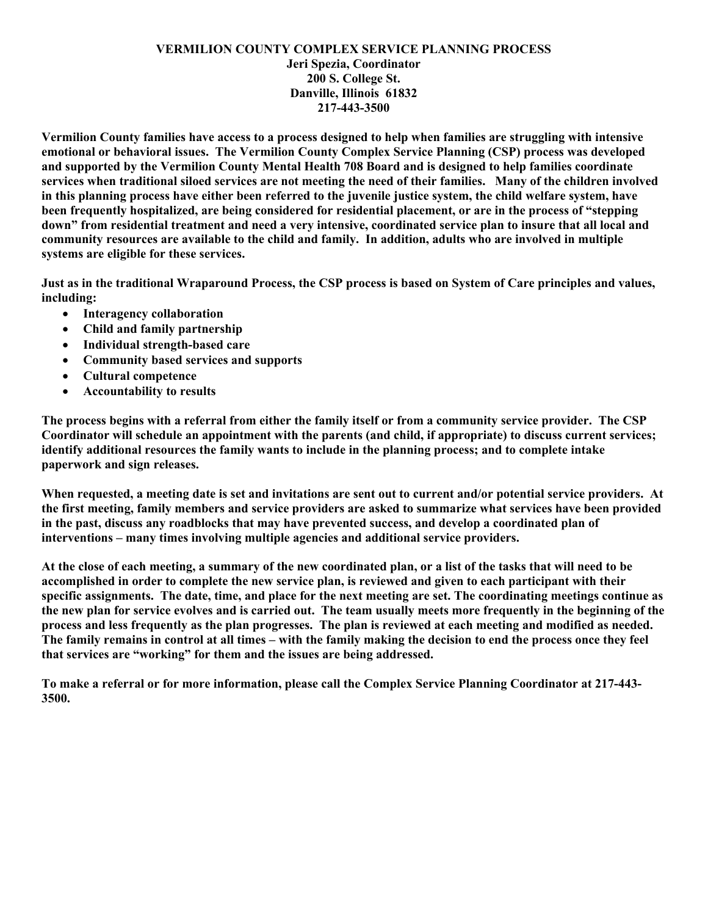**VERMILION COUNTY COMPLEX SERVICE PLANNING PROCESS**
**Jeri Spezia, Coordinator**
**200 S. College St.**
**Danville, Illinois 61832**
**217-443-3500**

**Vermilion County families have access to a process designed to help when families are struggling with intensive emotional or behavioral issues. The Vermilion County Complex Service Planning (CSP) process was developed and supported by the Vermilion County Mental Health 708 Board and is designed to help families coordinate services when traditional siloed services are not meeting the need of their families. Many of the children involved in this planning process have either been referred to the juvenile justice system, the child welfare system, have been frequently hospitalized, are being considered for residential placement, or are in the process of "stepping down" from residential treatment and need a very intensive, coordinated service plan to insure that all local and community resources are available to the child and family. In addition, adults who are involved in multiple systems are eligible for these services.**

**Just as in the traditional Wraparound Process, the CSP process is based on System of Care principles and values, including:**

- **Interagency collaboration**
- **Child and family partnership**
- **Individual strength-based care**
- **Community based services and supports**
- **Cultural competence**
- **Accountability to results**

**The process begins with a referral from either the family itself or from a community service provider. The CSP Coordinator will schedule an appointment with the parents (and child, if appropriate) to discuss current services; identify additional resources the family wants to include in the planning process; and to complete intake paperwork and sign releases.**

**When requested, a meeting date is set and invitations are sent out to current and/or potential service providers. At the first meeting, family members and service providers are asked to summarize what services have been provided in the past, discuss any roadblocks that may have prevented success, and develop a coordinated plan of interventions – many times involving multiple agencies and additional service providers.**

**At the close of each meeting, a summary of the new coordinated plan, or a list of the tasks that will need to be accomplished in order to complete the new service plan, is reviewed and given to each participant with their specific assignments. The date, time, and place for the next meeting are set. The coordinating meetings continue as the new plan for service evolves and is carried out. The team usually meets more frequently in the beginning of the process and less frequently as the plan progresses. The plan is reviewed at each meeting and modified as needed. The family remains in control at all times – with the family making the decision to end the process once they feel that services are "working" for them and the issues are being addressed.**

**To make a referral or for more information, please call the Complex Service Planning Coordinator at 217-443-3500.**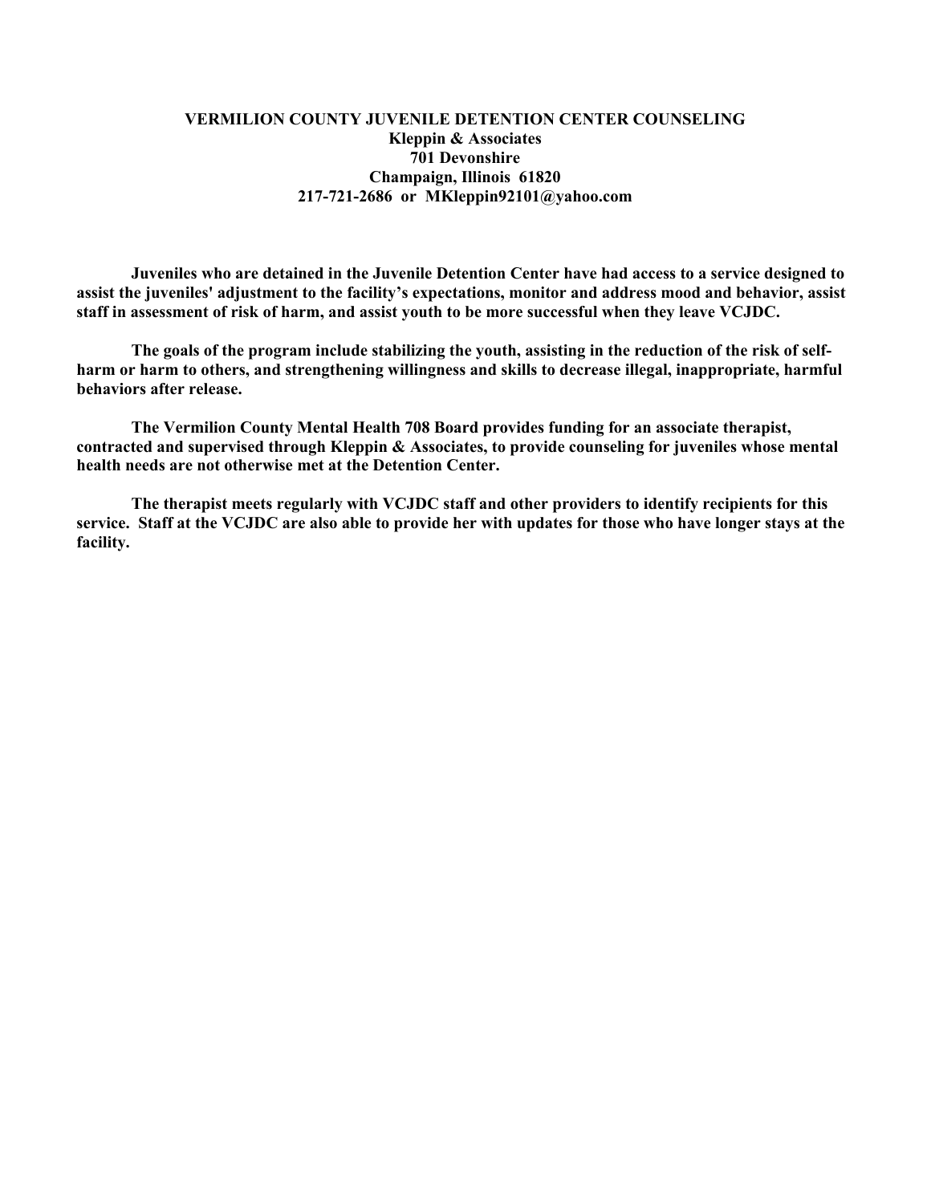**VERMILION COUNTY JUVENILE DETENTION CENTER COUNSELING**
**Kleppin & Associates**
**701 Devonshire**
**Champaign, Illinois 61820**
**217-721-2686 or MKleppin92101@yahoo.com**

**Juveniles who are detained in the Juvenile Detention Center have had access to a service designed to assist the juveniles' adjustment to the facility's expectations, monitor and address mood and behavior, assist staff in assessment of risk of harm, and assist youth to be more successful when they leave VCJDC.**

**The goals of the program include stabilizing the youth, assisting in the reduction of the risk of self-harm or harm to others, and strengthening willingness and skills to decrease illegal, inappropriate, harmful behaviors after release.**

**The Vermilion County Mental Health 708 Board provides funding for an associate therapist, contracted and supervised through Kleppin & Associates, to provide counseling for juveniles whose mental health needs are not otherwise met at the Detention Center.**

**The therapist meets regularly with VCJDC staff and other providers to identify recipients for this service. Staff at the VCJDC are also able to provide her with updates for those who have longer stays at the facility.**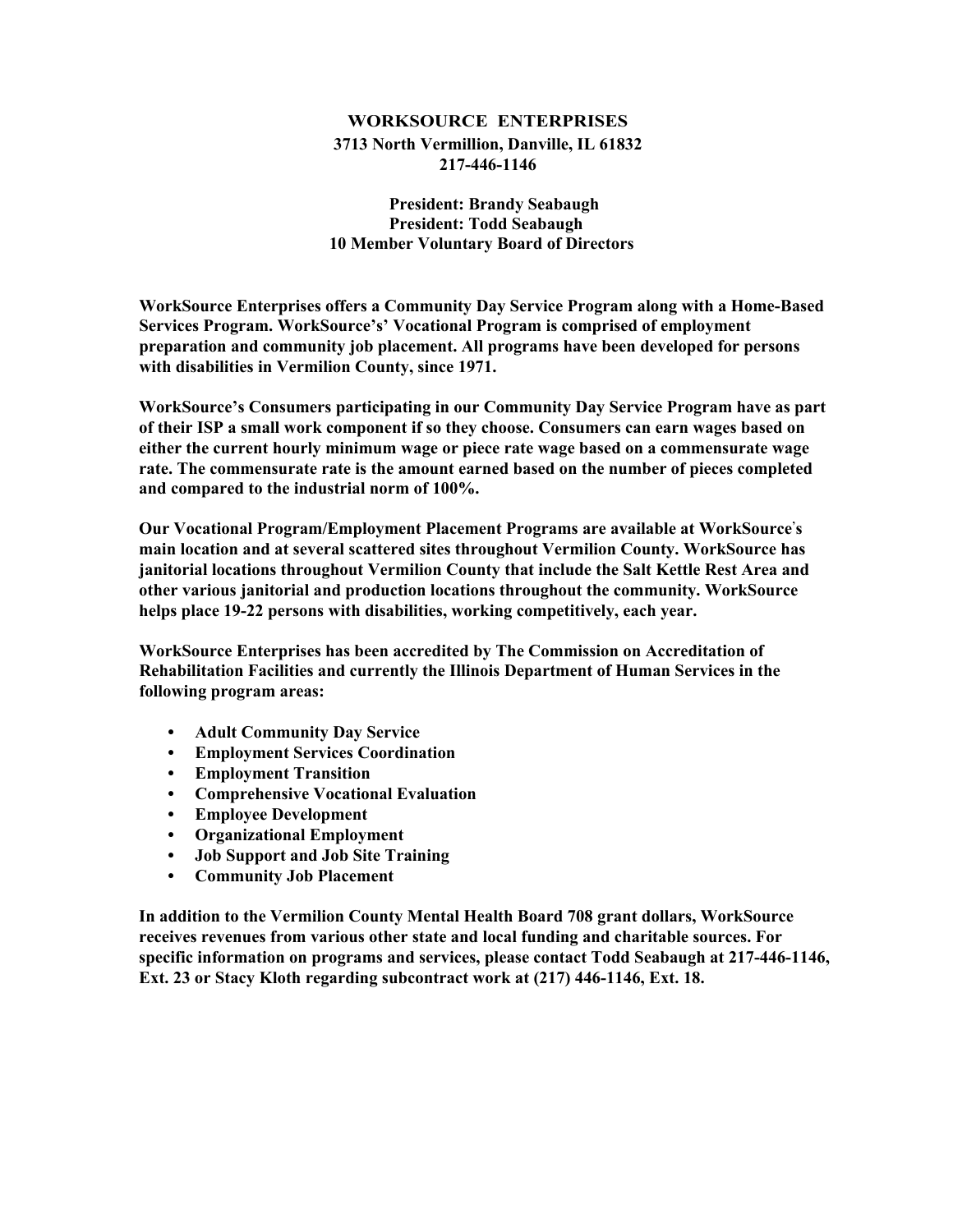# WORKSOURCE ENTERPRISES

**3713 North Vermillion, Danville, IL 61832**
**217-446-1146**

**President: Brandy Seabaugh**
**President: Todd Seabaugh**
**10 Member Voluntary Board of Directors**

**WorkSource Enterprises offers a Community Day Service Program along with a Home-Based Services Program. WorkSource's' Vocational Program is comprised of employment preparation and community job placement. All programs have been developed for persons with disabilities in Vermilion County, since 1971.**

**WorkSource's Consumers participating in our Community Day Service Program have as part of their ISP a small work component if so they choose. Consumers can earn wages based on either the current hourly minimum wage or piece rate wage based on a commensurate wage rate. The commensurate rate is the amount earned based on the number of pieces completed and compared to the industrial norm of 100%.**

**Our Vocational Program/Employment Placement Programs are available at WorkSource's main location and at several scattered sites throughout Vermilion County. WorkSource has janitorial locations throughout Vermilion County that include the Salt Kettle Rest Area and other various janitorial and production locations throughout the community. WorkSource helps place 19-22 persons with disabilities, working competitively, each year.**

**WorkSource Enterprises has been accredited by The Commission on Accreditation of Rehabilitation Facilities and currently the Illinois Department of Human Services in the following program areas:**

- **Adult Community Day Service**
- **Employment Services Coordination**
- **Employment Transition**
- **Comprehensive Vocational Evaluation**
- **Employee Development**
- **Organizational Employment**
- **Job Support and Job Site Training**
- **Community Job Placement**

**In addition to the Vermilion County Mental Health Board 708 grant dollars, WorkSource receives revenues from various other state and local funding and charitable sources. For specific information on programs and services, please contact Todd Seabaugh at 217-446-1146, Ext. 23 or Stacy Kloth regarding subcontract work at (217) 446-1146, Ext. 18.**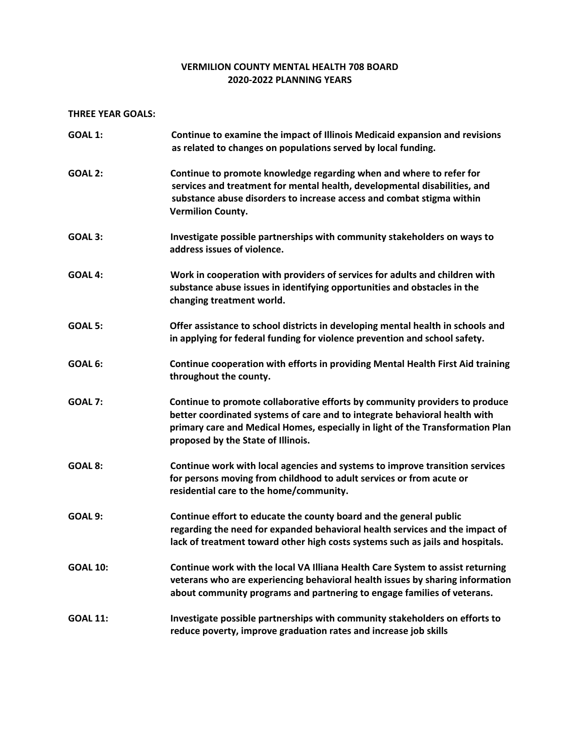# VERMILION COUNTY MENTAL HEALTH 708 BOARD
## 2020-2022 PLANNING YEARS

**THREE YEAR GOALS:**

**GOAL 1:** **Continue to examine the impact of Illinois Medicaid expansion and revisions as related to changes on populations served by local funding.**

**GOAL 2:** **Continue to promote knowledge regarding when and where to refer for services and treatment for mental health, developmental disabilities, and substance abuse disorders to increase access and combat stigma within Vermilion County.**

**GOAL 3:** **Investigate possible partnerships with community stakeholders on ways to address issues of violence.**

**GOAL 4:** **Work in cooperation with providers of services for adults and children with substance abuse issues in identifying opportunities and obstacles in the changing treatment world.**

**GOAL 5:** **Offer assistance to school districts in developing mental health in schools and in applying for federal funding for violence prevention and school safety.**

**GOAL 6:** **Continue cooperation with efforts in providing Mental Health First Aid training throughout the county.**

**GOAL 7:** **Continue to promote collaborative efforts by community providers to produce better coordinated systems of care and to integrate behavioral health with primary care and Medical Homes, especially in light of the Transformation Plan proposed by the State of Illinois.**

**GOAL 8:** **Continue work with local agencies and systems to improve transition services for persons moving from childhood to adult services or from acute or residential care to the home/community.**

**GOAL 9:** **Continue effort to educate the county board and the general public regarding the need for expanded behavioral health services and the impact of lack of treatment toward other high costs systems such as jails and hospitals.**

**GOAL 10:** **Continue work with the local VA Illiana Health Care System to assist returning veterans who are experiencing behavioral health issues by sharing information about community programs and partnering to engage families of veterans.**

**GOAL 11:** **Investigate possible partnerships with community stakeholders on efforts to reduce poverty, improve graduation rates and increase job skills**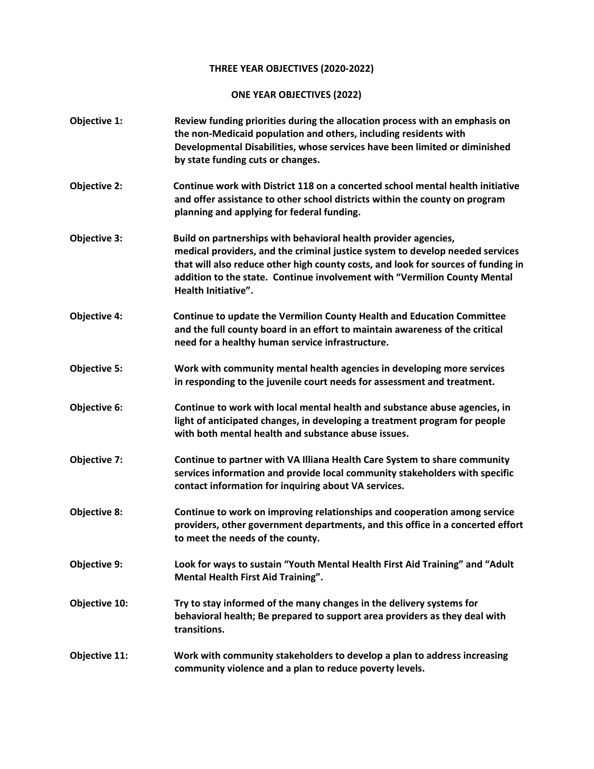## THREE YEAR OBJECTIVES (2020-2022)

## ONE YEAR OBJECTIVES (2022)

**Objective 1:** **Review funding priorities during the allocation process with an emphasis on the non-Medicaid population and others, including residents with Developmental Disabilities, whose services have been limited or diminished by state funding cuts or changes.**

**Objective 2:** **Continue work with District 118 on a concerted school mental health initiative and offer assistance to other school districts within the county on program planning and applying for federal funding.**

**Objective 3:** **Build on partnerships with behavioral health provider agencies, medical providers, and the criminal justice system to develop needed services that will also reduce other high county costs, and look for sources of funding in addition to the state. Continue involvement with "Vermilion County Mental Health Initiative".**

**Objective 4:** **Continue to update the Vermilion County Health and Education Committee and the full county board in an effort to maintain awareness of the critical need for a healthy human service infrastructure.**

**Objective 5:** **Work with community mental health agencies in developing more services in responding to the juvenile court needs for assessment and treatment.**

**Objective 6:** **Continue to work with local mental health and substance abuse agencies, in light of anticipated changes, in developing a treatment program for people with both mental health and substance abuse issues.**

**Objective 7:** **Continue to partner with VA Illiana Health Care System to share community services information and provide local community stakeholders with specific contact information for inquiring about VA services.**

**Objective 8:** **Continue to work on improving relationships and cooperation among service providers, other government departments, and this office in a concerted effort to meet the needs of the county.**

**Objective 9:** **Look for ways to sustain "Youth Mental Health First Aid Training" and "Adult Mental Health First Aid Training".**

**Objective 10:** **Try to stay informed of the many changes in the delivery systems for behavioral health; Be prepared to support area providers as they deal with transitions.**

**Objective 11:** **Work with community stakeholders to develop a plan to address increasing community violence and a plan to reduce poverty levels.**